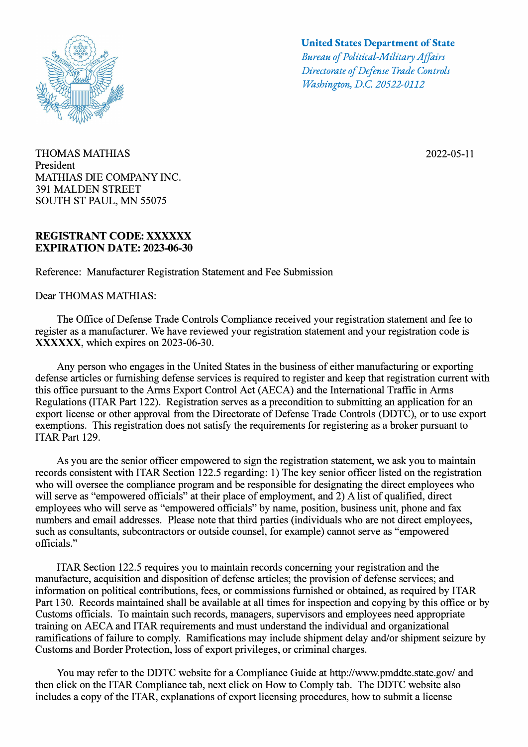**United States Department of State**
*Bureau of Political-Military Affairs*
*Directorate of Defense Trade Controls*
*Washington, D.C. 20522-0112*

2022-05-11

THOMAS MATHIAS
President
MATHIAS DIE COMPANY INC.
391 MALDEN STREET
SOUTH ST PAUL, MN 55075

**REGISTRANT CODE: XXXXXX**
**EXPIRATION DATE: 2023-06-30**

Reference: Manufacturer Registration Statement and Fee Submission

Dear THOMAS MATHIAS:

The Office of Defense Trade Controls Compliance received your registration statement and fee to register as a manufacturer. We have reviewed your registration statement and your registration code is **XXXXXX**, which expires on 2023-06-30.

Any person who engages in the United States in the business of either manufacturing or exporting defense articles or furnishing defense services is required to register and keep that registration current with this office pursuant to the Arms Export Control Act (AECA) and the International Traffic in Arms Regulations (ITAR Part 122). Registration serves as a precondition to submitting an application for an export license or other approval from the Directorate of Defense Trade Controls (DDTC), or to use export exemptions. This registration does not satisfy the requirements for registering as a broker pursuant to ITAR Part 129.

As you are the senior officer empowered to sign the registration statement, we ask you to maintain records consistent with ITAR Section 122.5 regarding: 1) The key senior officer listed on the registration who will oversee the compliance program and be responsible for designating the direct employees who will serve as "empowered officials" at their place of employment, and 2) A list of qualified, direct employees who will serve as "empowered officials" by name, position, business unit, phone and fax numbers and email addresses. Please note that third parties (individuals who are not direct employees, such as consultants, subcontractors or outside counsel, for example) cannot serve as "empowered officials."

ITAR Section 122.5 requires you to maintain records concerning your registration and the manufacture, acquisition and disposition of defense articles; the provision of defense services; and information on political contributions, fees, or commissions furnished or obtained, as required by ITAR Part 130. Records maintained shall be available at all times for inspection and copying by this office or by Customs officials. To maintain such records, managers, supervisors and employees need appropriate training on AECA and ITAR requirements and must understand the individual and organizational ramifications of failure to comply. Ramifications may include shipment delay and/or shipment seizure by Customs and Border Protection, loss of export privileges, or criminal charges.

You may refer to the DDTC website for a Compliance Guide at http://www.pmddtc.state.gov/ and then click on the ITAR Compliance tab, next click on How to Comply tab. The DDTC website also includes a copy of the ITAR, explanations of export licensing procedures, how to submit a license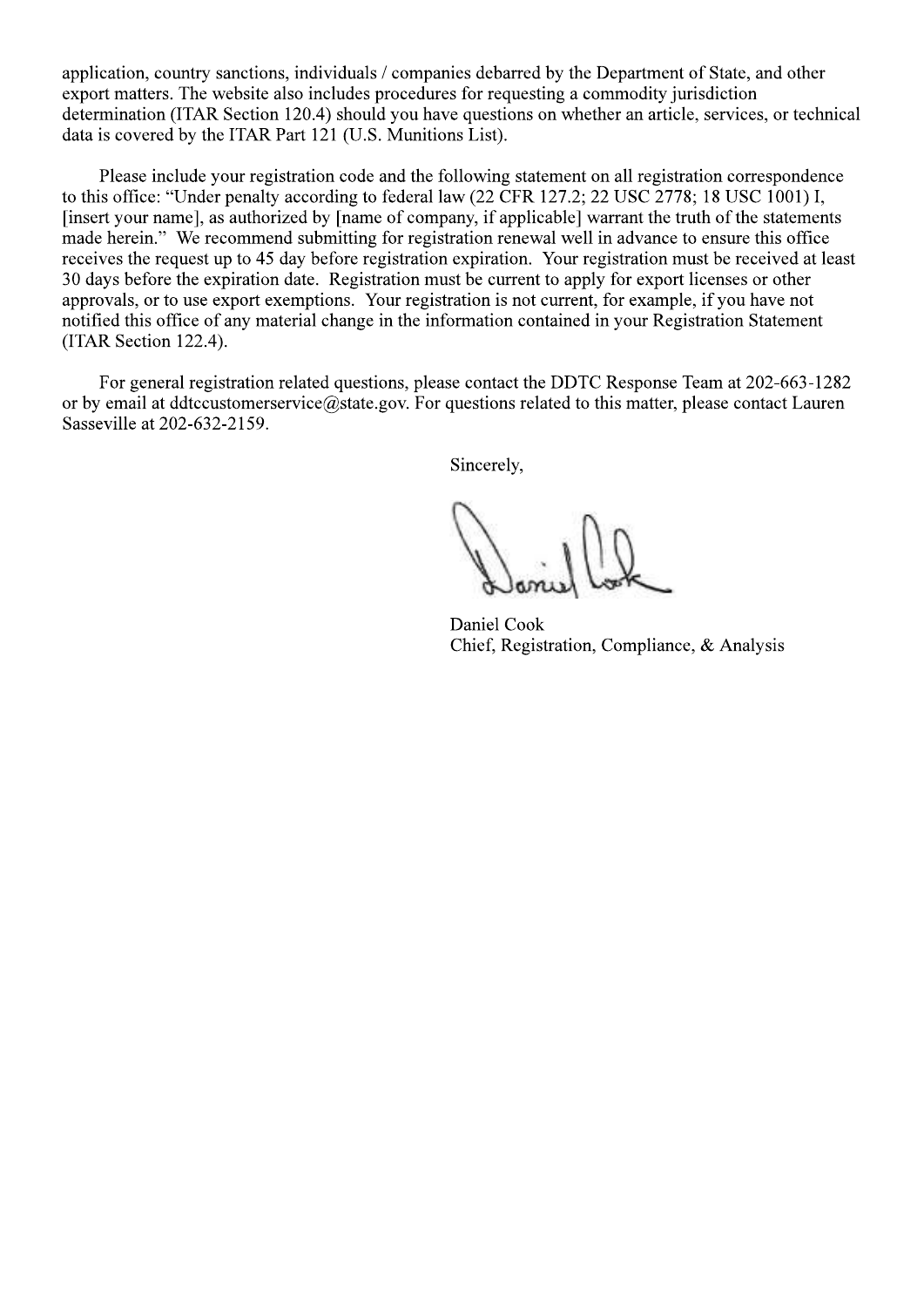application, country sanctions, individuals / companies debarred by the Department of State, and other export matters. The website also includes procedures for requesting a commodity jurisdiction determination (ITAR Section 120.4) should you have questions on whether an article, services, or technical data is covered by the ITAR Part 121 (U.S. Munitions List).

Please include your registration code and the following statement on all registration correspondence to this office: "Under penalty according to federal law (22 CFR 127.2; 22 USC 2778; 18 USC 1001) I, [insert your name], as authorized by [name of company, if applicable] warrant the truth of the statements made herein." We recommend submitting for registration renewal well in advance to ensure this office receives the request up to 45 day before registration expiration. Your registration must be received at least 30 days before the expiration date. Registration must be current to apply for export licenses or other approvals, or to use export exemptions. Your registration is not current, for example, if you have not notified this office of any material change in the information contained in your Registration Statement (ITAR Section 122.4).

For general registration related questions, please contact the DDTC Response Team at 202-663-1282 or by email at ddtccustomerservice@state.gov. For questions related to this matter, please contact Lauren Sasseville at 202-632-2159.

Sincerely,

Daniel Cook
Chief, Registration, Compliance, & Analysis